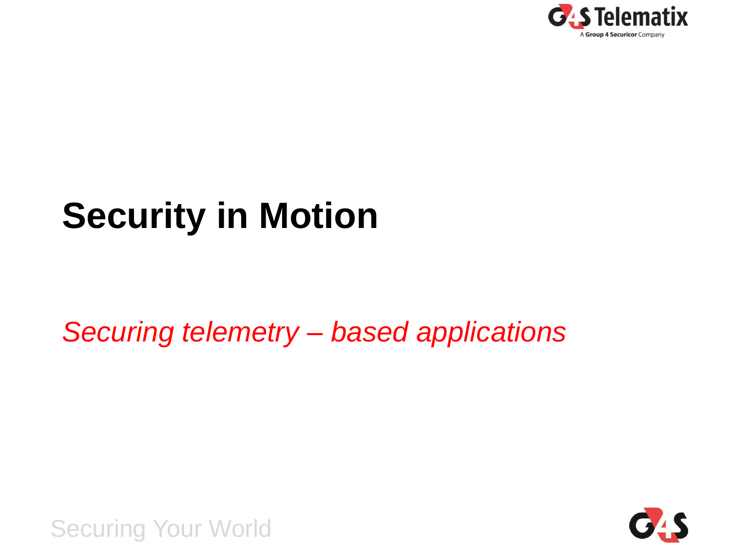# Security in Motion

*Securing telemetry – based applications*

Securing Your World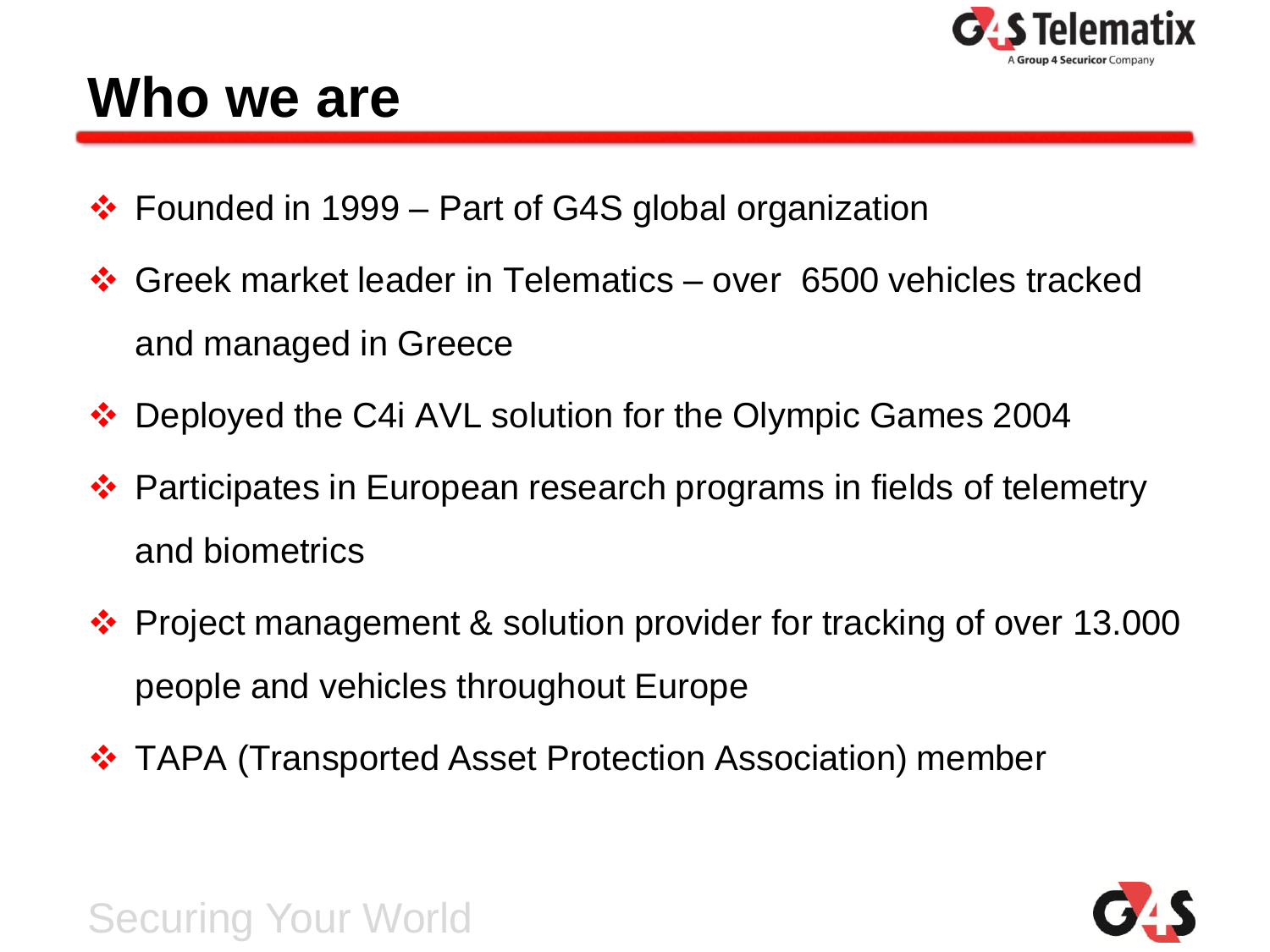# Who we are

- Founded in 1999 – Part of G4S global organization
- Greek market leader in Telematics – over 6500 vehicles tracked and managed in Greece
- Deployed the C4i AVL solution for the Olympic Games 2004
- Participates in European research programs in fields of telemetry and biometrics
- Project management & solution provider for tracking of over 13.000 people and vehicles throughout Europe
- TAPA (Transported Asset Protection Association) member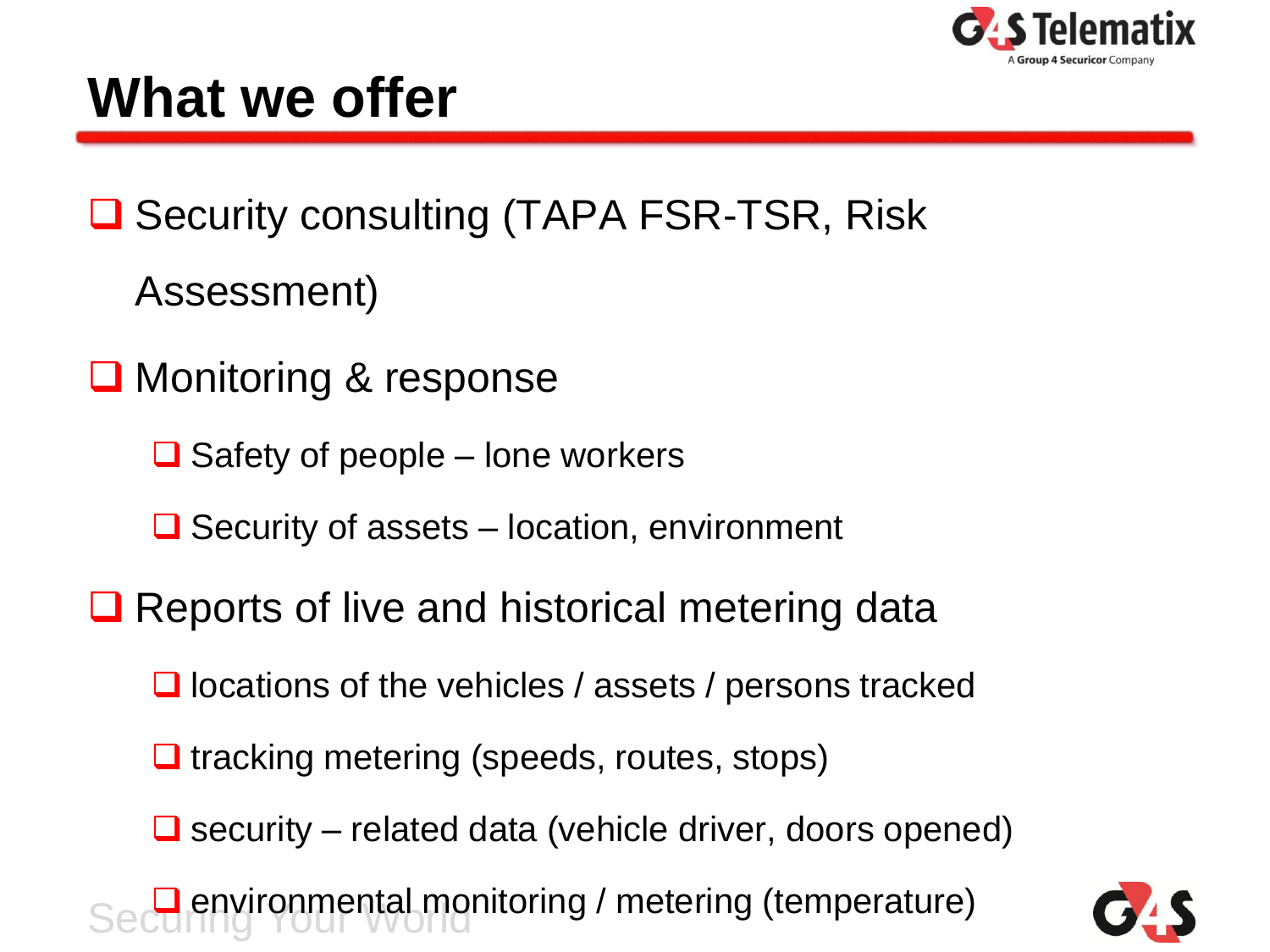# What we offer

- Security consulting (TAPA FSR-TSR, Risk Assessment)
- Monitoring & response
  - Safety of people – lone workers
  - Security of assets – location, environment
- Reports of live and historical metering data
  - locations of the vehicles / assets / persons tracked
  - tracking metering (speeds, routes, stops)
  - security – related data (vehicle driver, doors opened)
  - environmental monitoring / metering (temperature)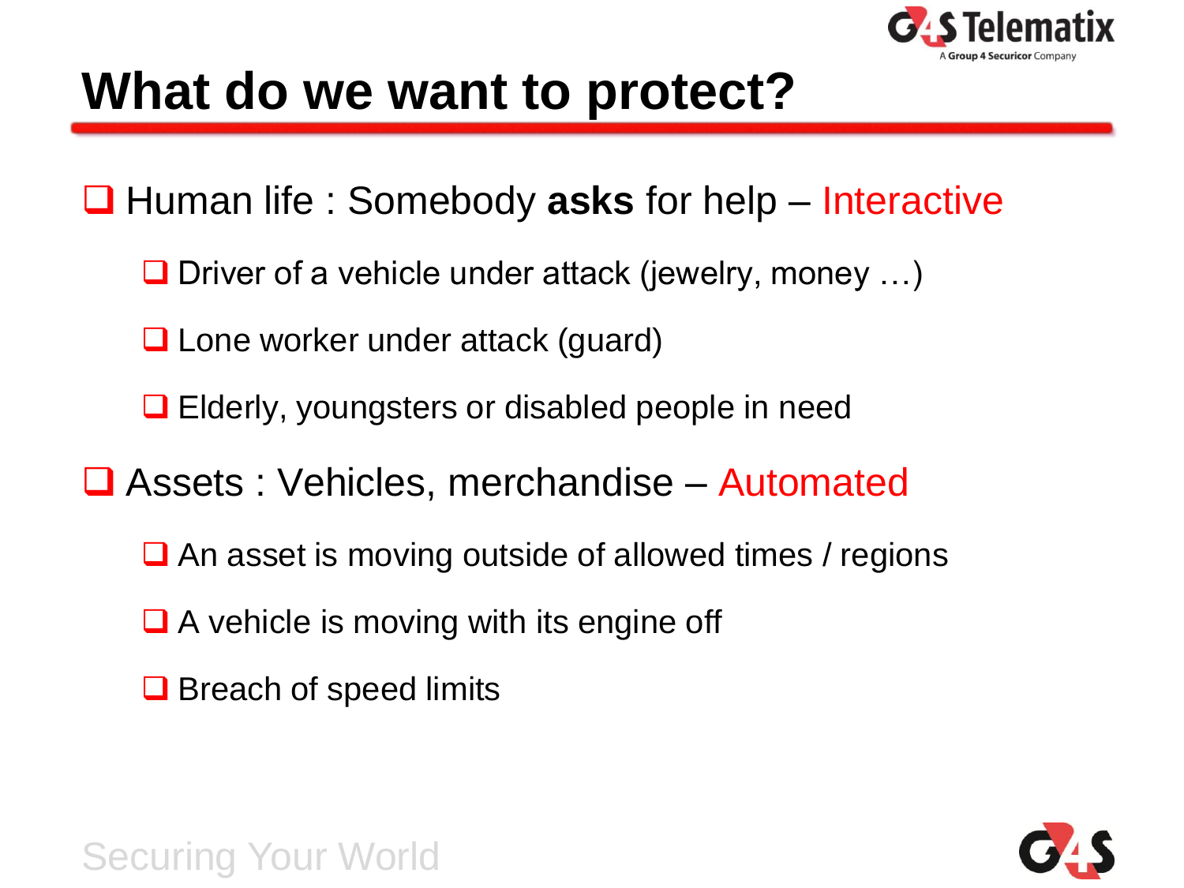# What do we want to protect?

- Human life : Somebody **asks** for help – Interactive
  - Driver of a vehicle under attack (jewelry, money …)
  - Lone worker under attack (guard)
  - Elderly, youngsters or disabled people in need
- Assets : Vehicles, merchandise – Automated
  - An asset is moving outside of allowed times / regions
  - A vehicle is moving with its engine off
  - Breach of speed limits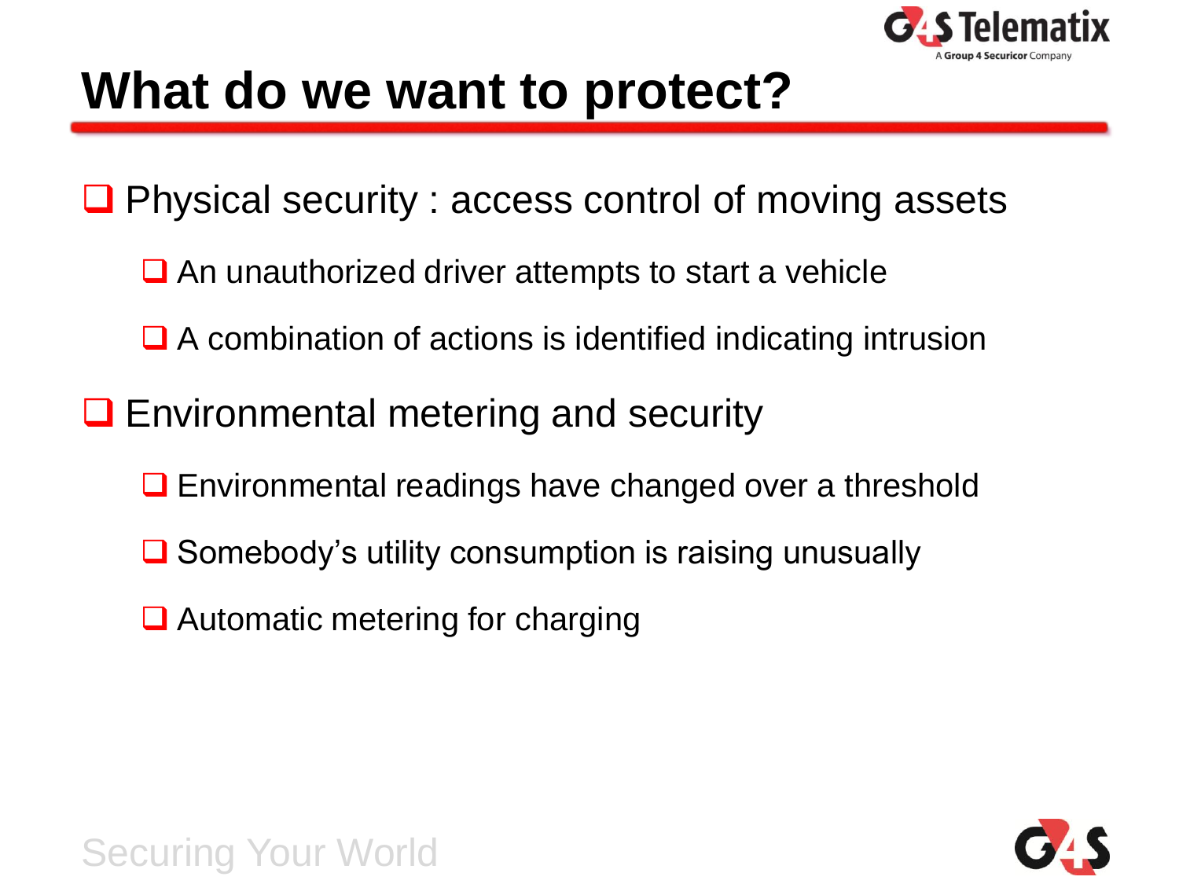# What do we want to protect?

- Physical security : access control of moving assets
  - An unauthorized driver attempts to start a vehicle
  - A combination of actions is identified indicating intrusion
- Environmental metering and security
  - Environmental readings have changed over a threshold
  - Somebody's utility consumption is raising unusually
  - Automatic metering for charging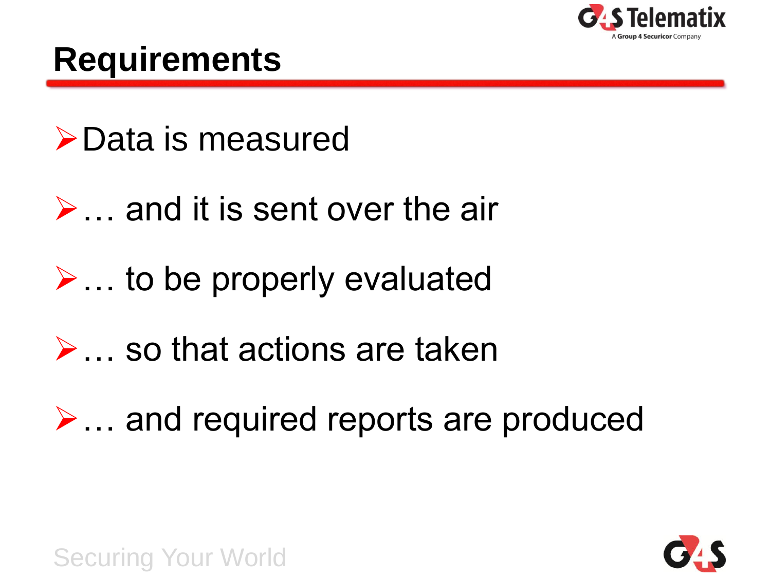# Requirements

- Data is measured
- … and it is sent over the air
- … to be properly evaluated
- … so that actions are taken
- … and required reports are produced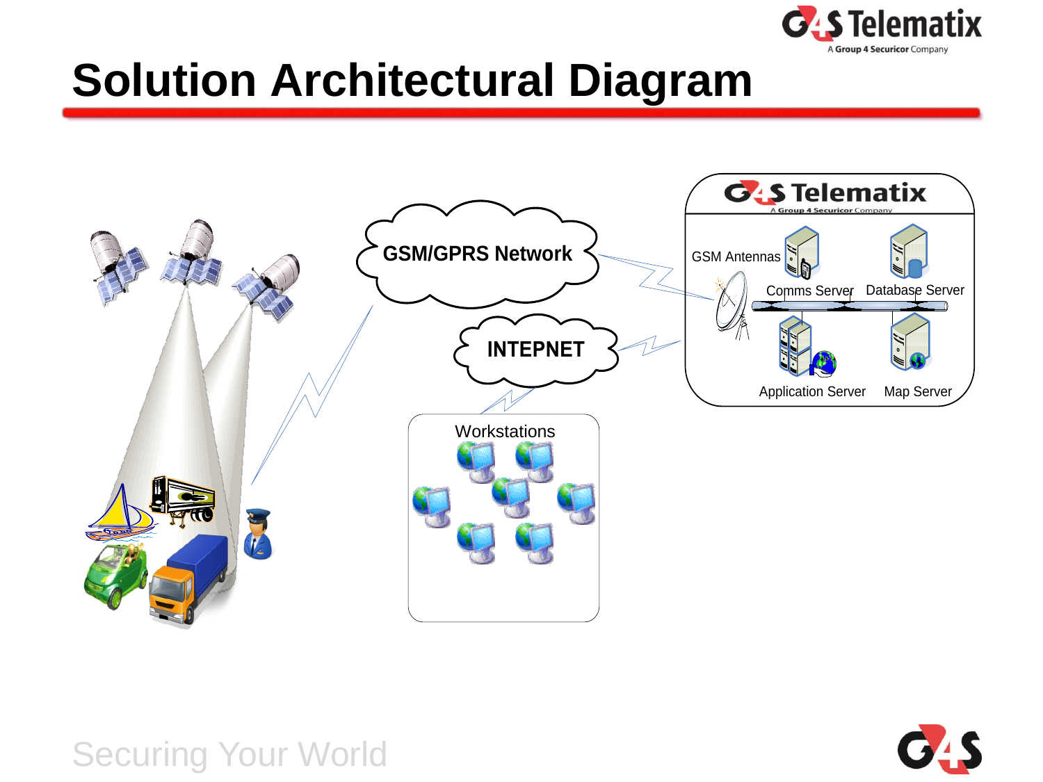# Solution Architectural Diagram

GSM/GPRS Network

INTEPNET

Workstations

G4S Telematix
A Group 4 Securicor Company

GSM Antennas

Comms Server

Database Server

Application Server

Map Server

Securing Your World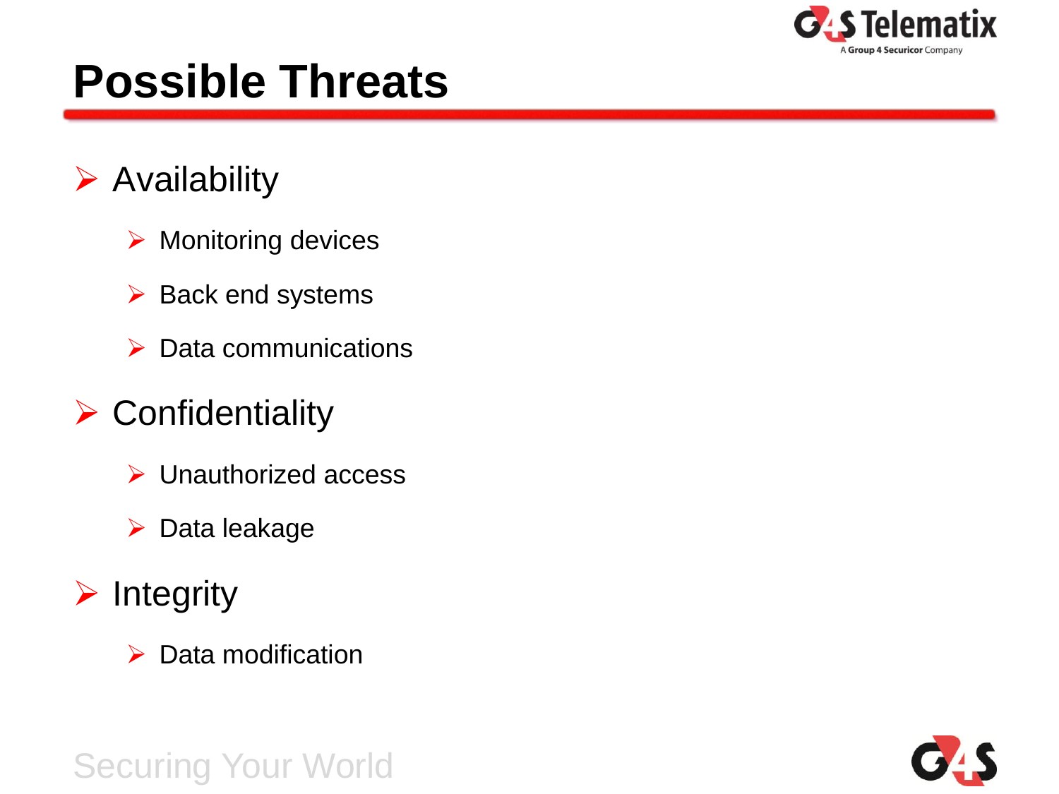# Possible Threats

- Availability
  - Monitoring devices
  - Back end systems
  - Data communications
- Confidentiality
  - Unauthorized access
  - Data leakage
- Integrity
  - Data modification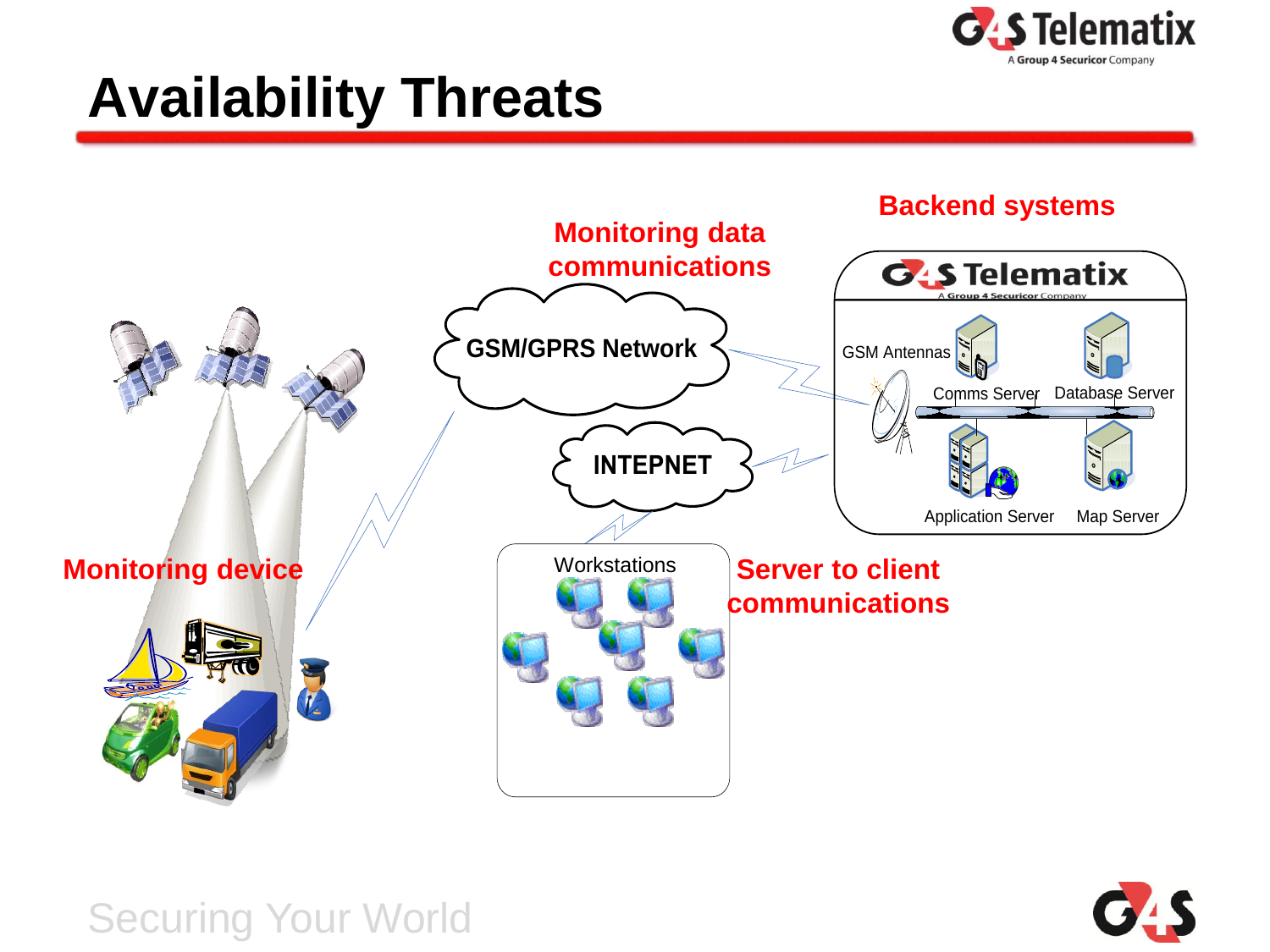# Availability Threats

Backend systems

Monitoring data communications

GSM/GPRS Network

INTEPNET

GSM Antennas

Comms Server

Database Server

Application Server

Map Server

Monitoring device

Workstations

Server to client communications

Securing Your World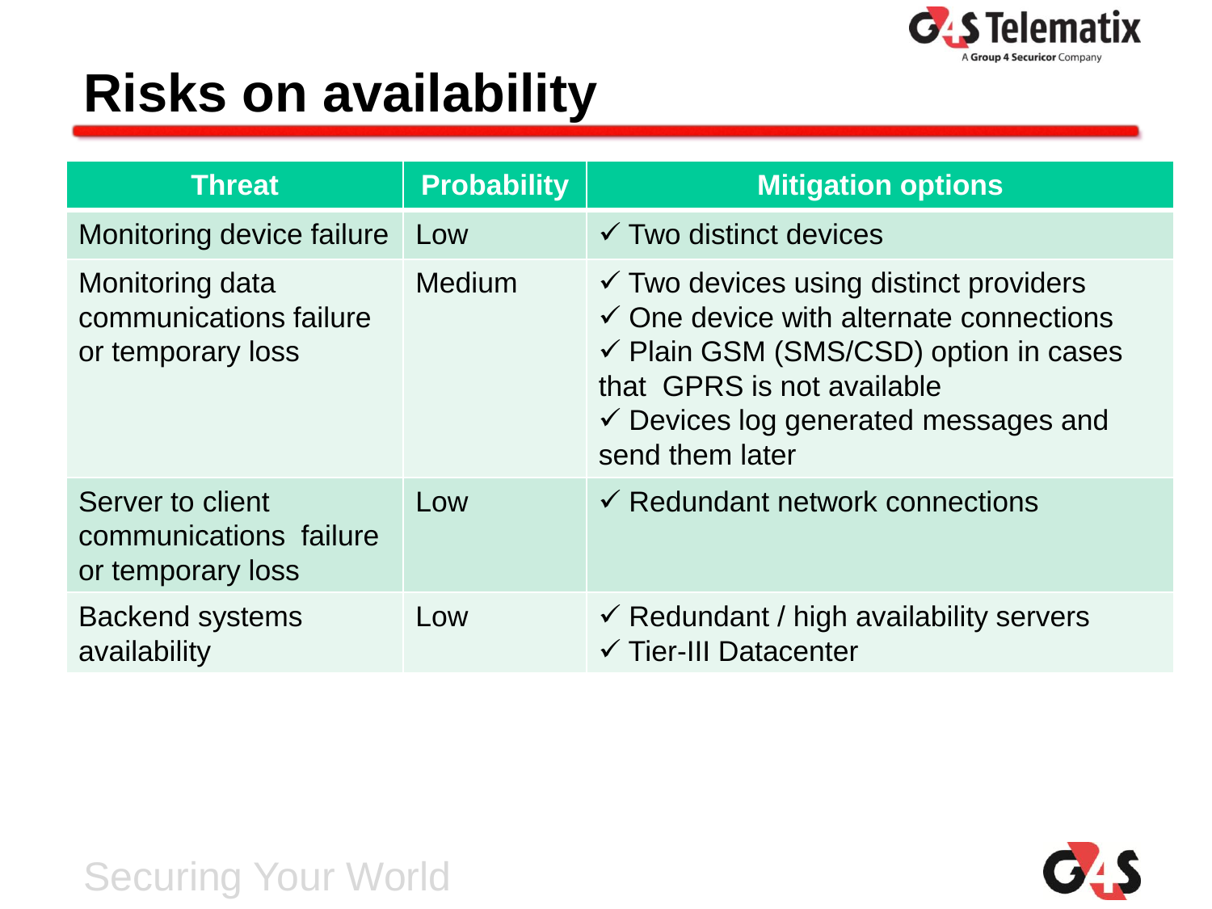# Risks on availability

| Threat | Probability | Mitigation options |
|---|---|---|
| Monitoring device failure | Low | ✓ Two distinct devices |
| Monitoring data communications failure or temporary loss | Medium | ✓ Two devices using distinct providers<br>✓ One device with alternate connections<br>✓ Plain GSM (SMS/CSD) option in cases that GPRS is not available<br>✓ Devices log generated messages and send them later |
| Server to client communications failure or temporary loss | Low | ✓ Redundant network connections |
| Backend systems availability | Low | ✓ Redundant / high availability servers<br>✓ Tier-III Datacenter |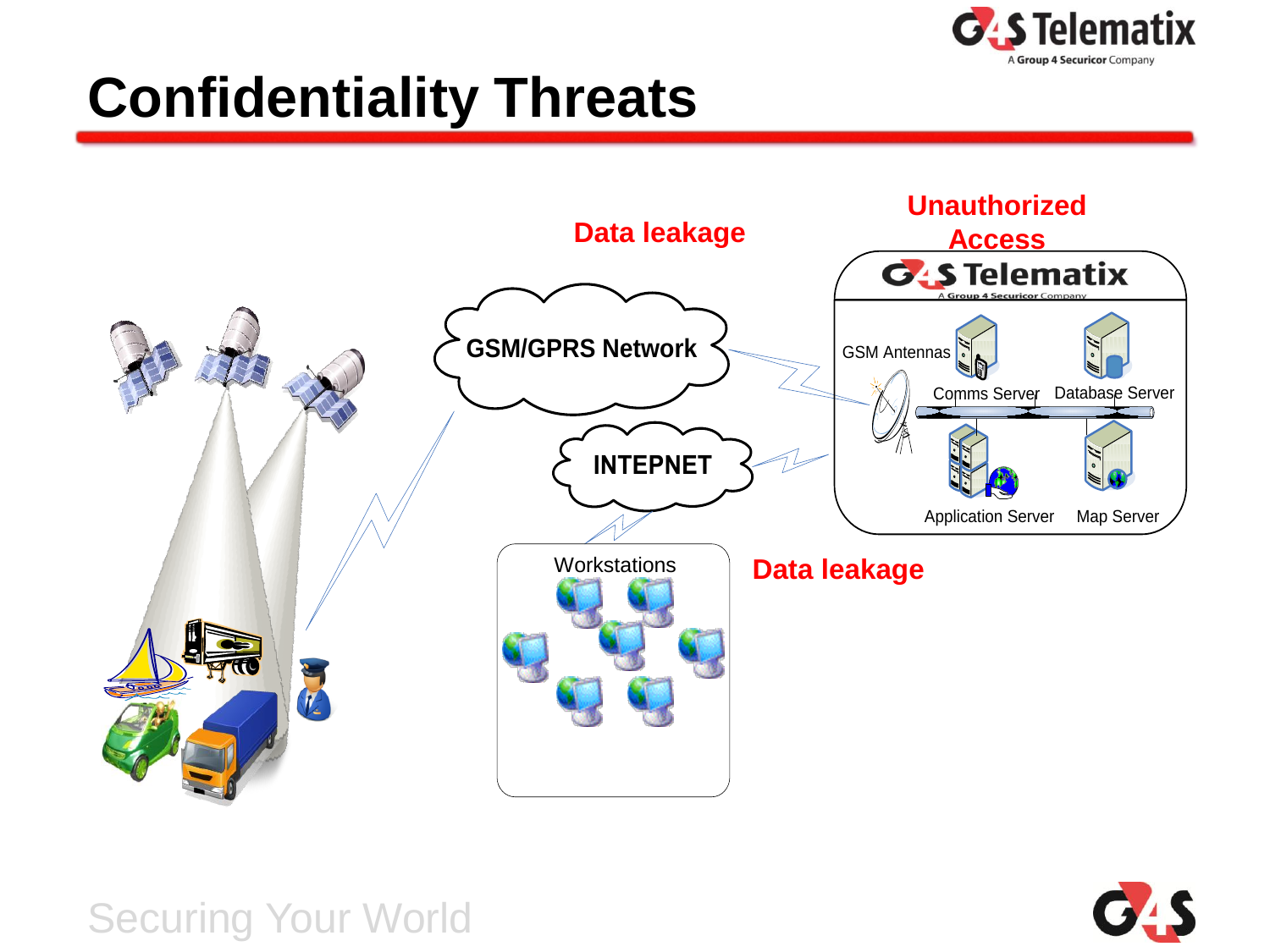# Confidentiality Threats

Data leakage

Unauthorized Access

GSM/GPRS Network

INTEPNET

GSM Antennas

Comms Server

Database Server

Application Server

Map Server

Workstations

Data leakage

Securing Your World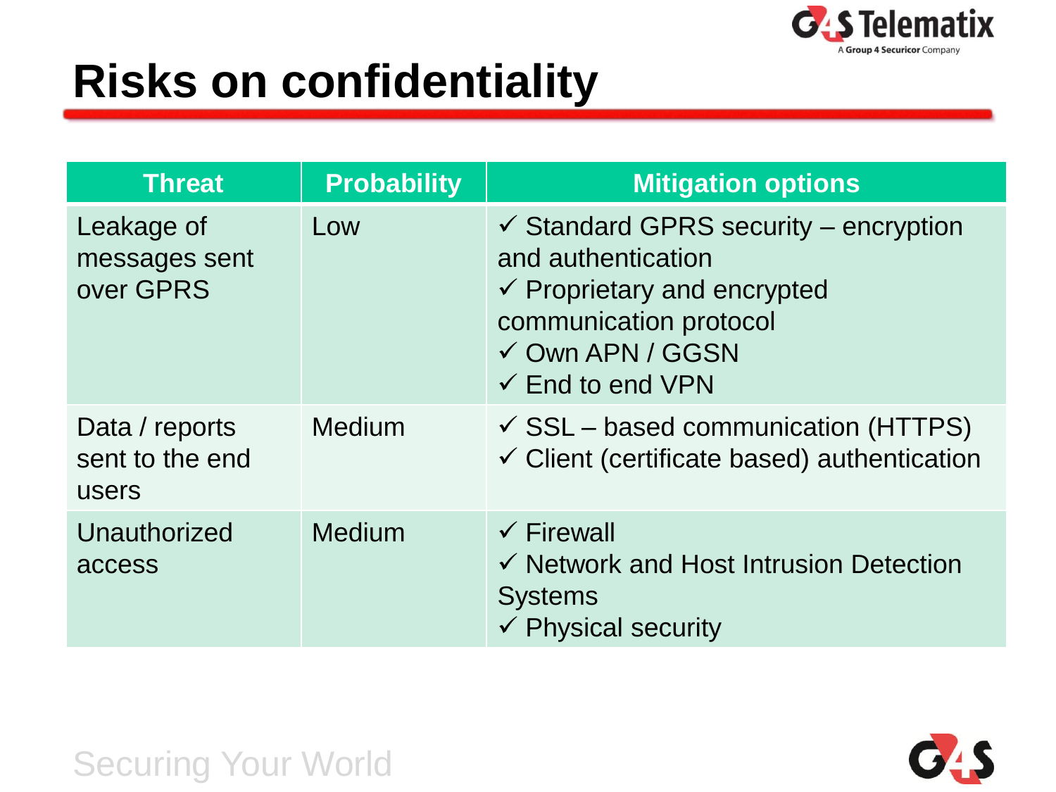# Risks on confidentiality

| Threat | Probability | Mitigation options |
| --- | --- | --- |
| Leakage of messages sent over GPRS | Low | ✓ Standard GPRS security – encryption and authentication<br>✓ Proprietary and encrypted communication protocol<br>✓ Own APN / GGSN<br>✓ End to end VPN |
| Data / reports sent to the end users | Medium | ✓ SSL – based communication (HTTPS)<br>✓ Client (certificate based) authentication |
| Unauthorized access | Medium | ✓ Firewall<br>✓ Network and Host Intrusion Detection Systems<br>✓ Physical security |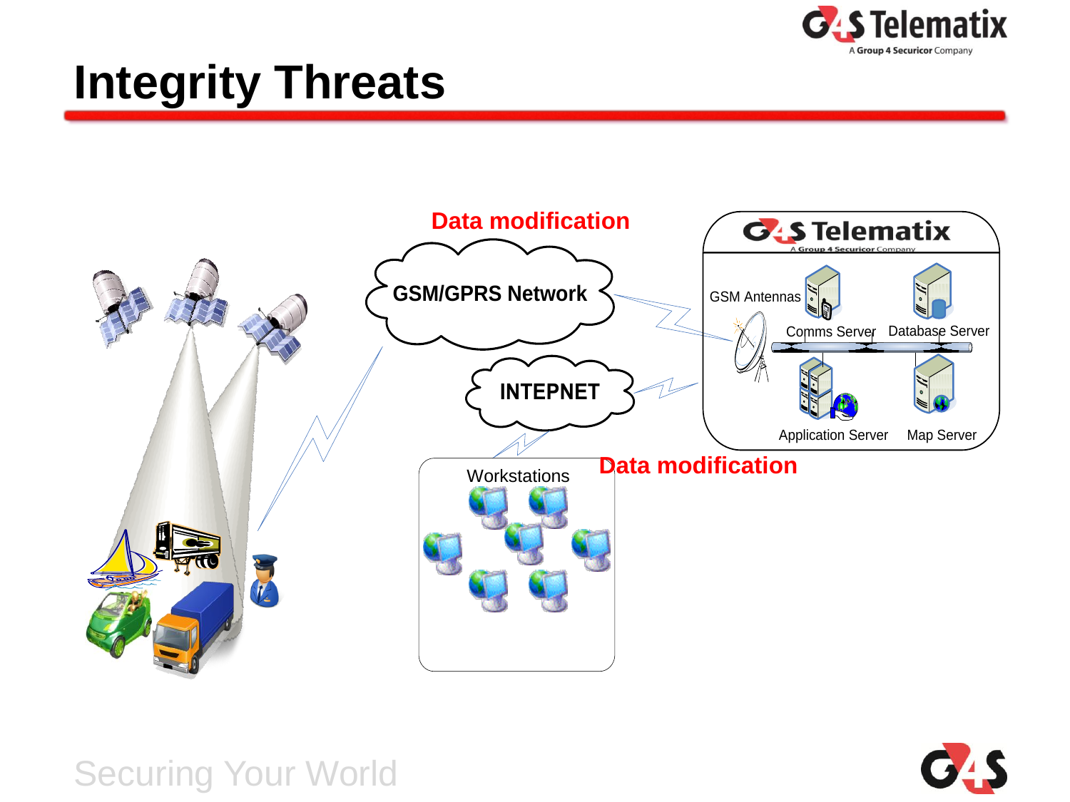# Integrity Threats

Data modification

GSM/GPRS Network

INTEPNET

GSM Antennas

Comms Server

Database Server

Application Server

Map Server

Workstations

Data modification

Securing Your World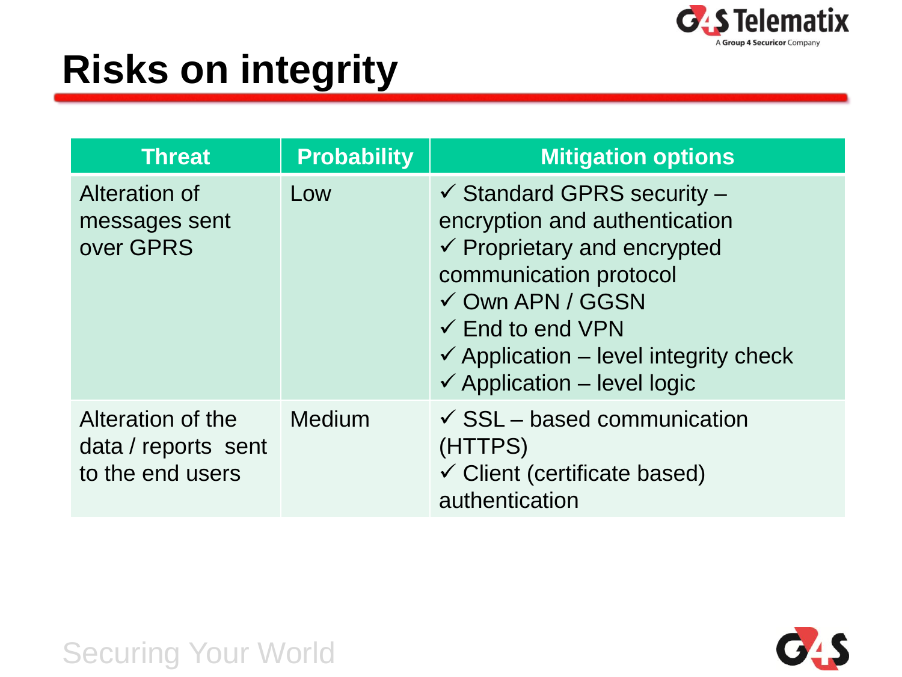# Risks on integrity

| Threat | Probability | Mitigation options |
|---|---|---|
| Alteration of messages sent over GPRS | Low | ✓ Standard GPRS security – encryption and authentication<br>✓ Proprietary and encrypted communication protocol<br>✓ Own APN / GGSN<br>✓ End to end VPN<br>✓ Application – level integrity check<br>✓ Application – level logic |
| Alteration of the data / reports sent to the end users | Medium | ✓ SSL – based communication (HTTPS)<br>✓ Client (certificate based) authentication |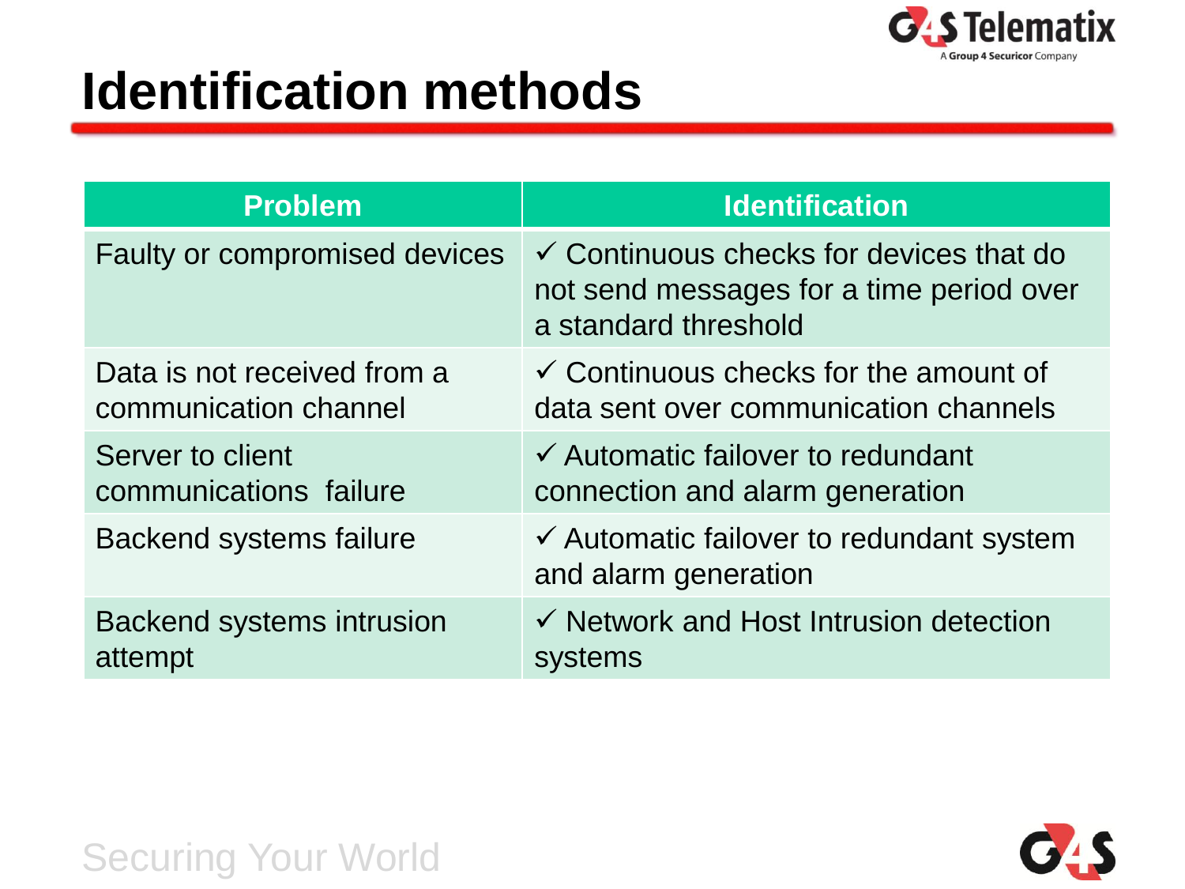# Identification methods

| Problem | Identification |
| --- | --- |
| Faulty or compromised devices | ✓ Continuous checks for devices that do not send messages for a time period over a standard threshold |
| Data is not received from a communication channel | ✓ Continuous checks for the amount of data sent over communication channels |
| Server to client communications failure | ✓ Automatic failover to redundant connection and alarm generation |
| Backend systems failure | ✓ Automatic failover to redundant system and alarm generation |
| Backend systems intrusion attempt | ✓ Network and Host Intrusion detection systems |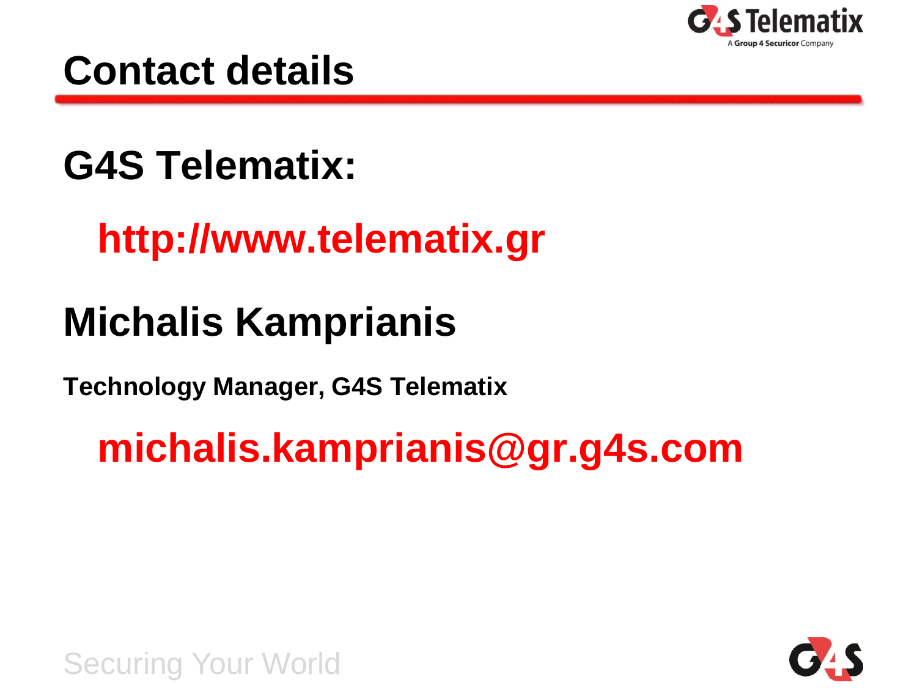# Contact details

## G4S Telematix:

**http://www.telematix.gr**

## Michalis Kamprianis

**Technology Manager, G4S Telematix**

**michalis.kamprianis@gr.g4s.com**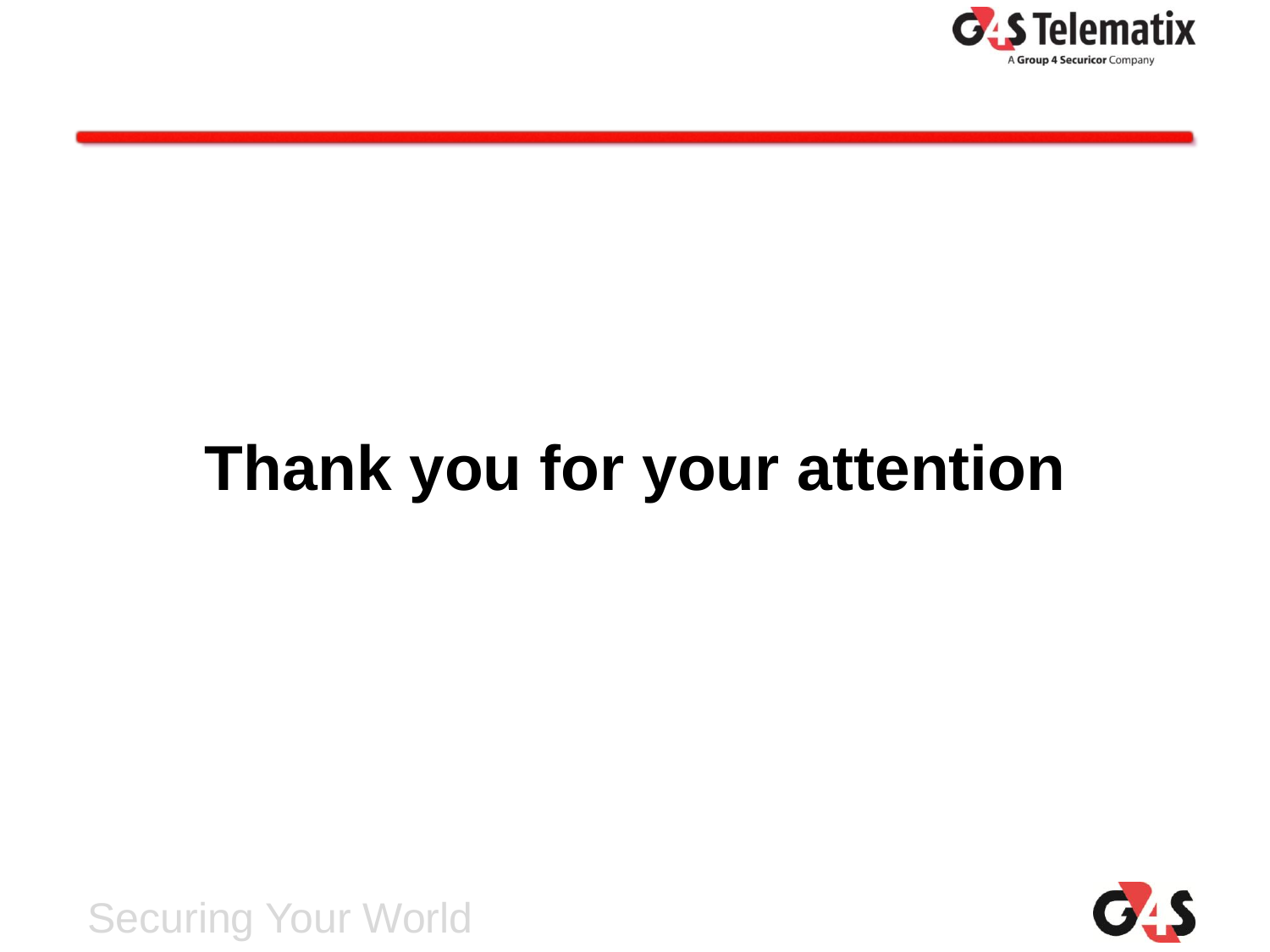# Thank you for your attention

Securing Your World